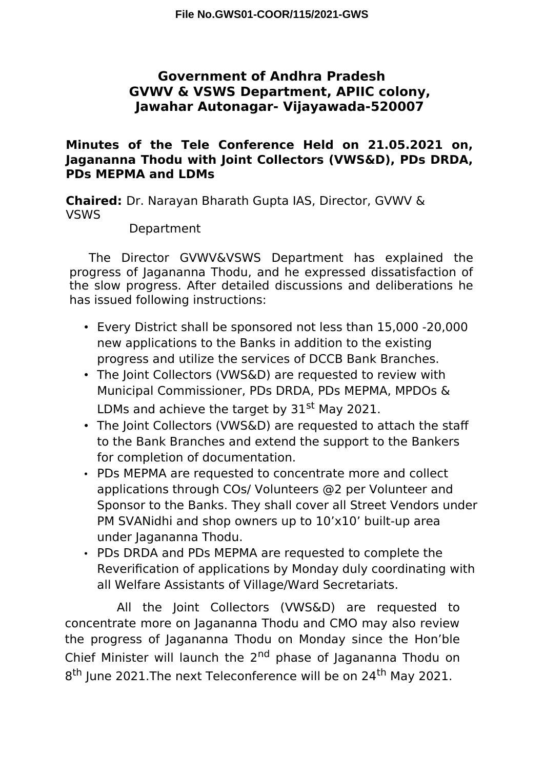File No.GWS01-COOR/115/2021-GWS

# Government of Andhra Pradesh
# GVWV & VSWS Department, APIIC colony, Jawahar Autonagar- Vijayawada-520007

**Minutes of the Tele Conference Held on 21.05.2021 on, Jagananna Thodu with Joint Collectors (VWS&D), PDs DRDA, PDs MEPMA and LDMs**

**Chaired:** Dr. Narayan Bharath Gupta IAS, Director, GVWV & VSWS Department

The Director GVWV&VSWS Department has explained the progress of Jagananna Thodu, and he expressed dissatisfaction of the slow progress. After detailed discussions and deliberations he has issued following instructions:

- Every District shall be sponsored not less than 15,000 -20,000 new applications to the Banks in addition to the existing progress and utilize the services of DCCB Bank Branches.
- The Joint Collectors (VWS&D) are requested to review with Municipal Commissioner, PDs DRDA, PDs MEPMA, MPDOs & LDMs and achieve the target by 31st May 2021.
- The Joint Collectors (VWS&D) are requested to attach the staff to the Bank Branches and extend the support to the Bankers for completion of documentation.
- PDs MEPMA are requested to concentrate more and collect applications through COs/ Volunteers @2 per Volunteer and Sponsor to the Banks. They shall cover all Street Vendors under PM SVANidhi and shop owners up to 10'x10' built-up area under Jagananna Thodu.
- PDs DRDA and PDs MEPMA are requested to complete the Reverification of applications by Monday duly coordinating with all Welfare Assistants of Village/Ward Secretariats.

All the Joint Collectors (VWS&D) are requested to concentrate more on Jagananna Thodu and CMO may also review the progress of Jagananna Thodu on Monday since the Hon'ble Chief Minister will launch the 2nd phase of Jagananna Thodu on 8th June 2021.The next Teleconference will be on 24th May 2021.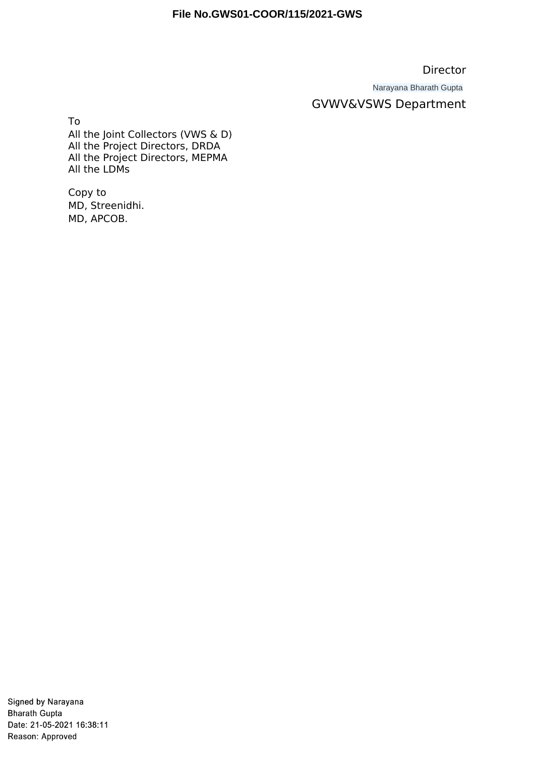**File No.GWS01-COOR/115/2021-GWS**

Director

Narayana Bharath Gupta

GVWV&VSWS Department

To
All the Joint Collectors (VWS & D)
All the Project Directors, DRDA
All the Project Directors, MEPMA
All the LDMs

Copy to
MD, Streenidhi.
MD, APCOB.

Signed by Narayana
Bharath Gupta
Date: 21-05-2021 16:38:11
Reason: Approved